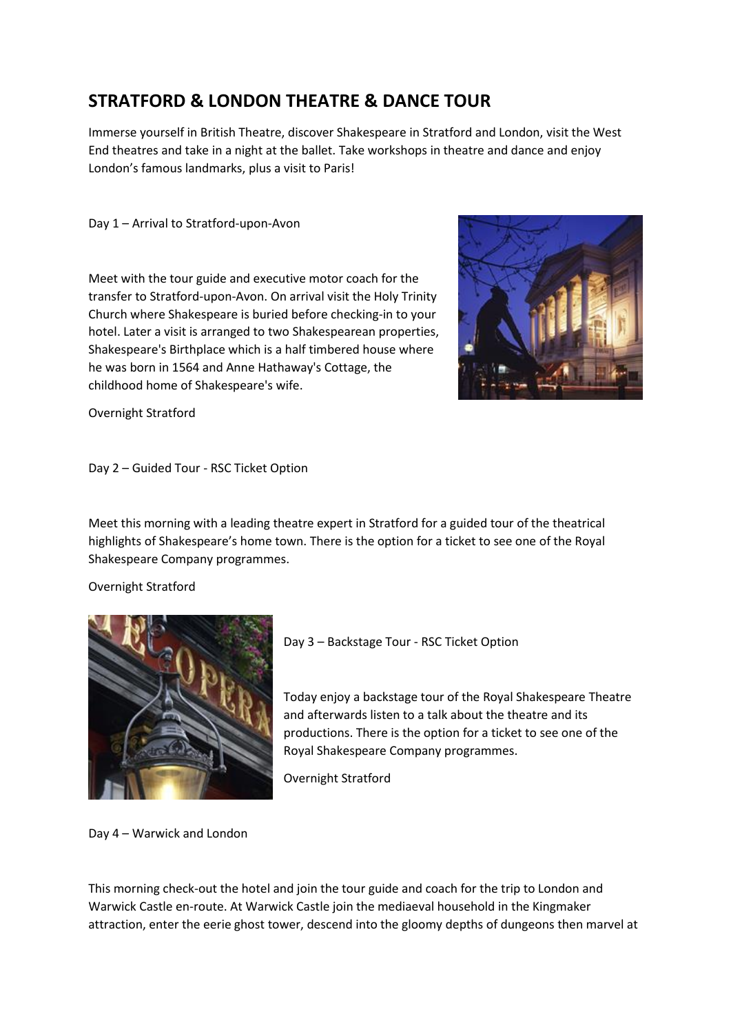# STRATFORD & LONDON THEATRE & DANCE TOUR

Immerse yourself in British Theatre, discover Shakespeare in Stratford and London, visit the West End theatres and take in a night at the ballet. Take workshops in theatre and dance and enjoy London's famous landmarks, plus a visit to Paris!

Day 1 – Arrival to Stratford-upon-Avon

Meet with the tour guide and executive motor coach for the transfer to Stratford-upon-Avon. On arrival visit the Holy Trinity Church where Shakespeare is buried before checking-in to your hotel. Later a visit is arranged to two Shakespearean properties, Shakespeare's Birthplace which is a half timbered house where he was born in 1564 and Anne Hathaway's Cottage, the childhood home of Shakespeare's wife.

Overnight Stratford

Day 2 – Guided Tour - RSC Ticket Option

Meet this morning with a leading theatre expert in Stratford for a guided tour of the theatrical highlights of Shakespeare's home town. There is the option for a ticket to see one of the Royal Shakespeare Company programmes.

Overnight Stratford

Day 3 – Backstage Tour - RSC Ticket Option

Today enjoy a backstage tour of the Royal Shakespeare Theatre and afterwards listen to a talk about the theatre and its productions. There is the option for a ticket to see one of the Royal Shakespeare Company programmes.

Overnight Stratford

Day 4 – Warwick and London

This morning check-out the hotel and join the tour guide and coach for the trip to London and Warwick Castle en-route. At Warwick Castle join the mediaeval household in the Kingmaker attraction, enter the eerie ghost tower, descend into the gloomy depths of dungeons then marvel at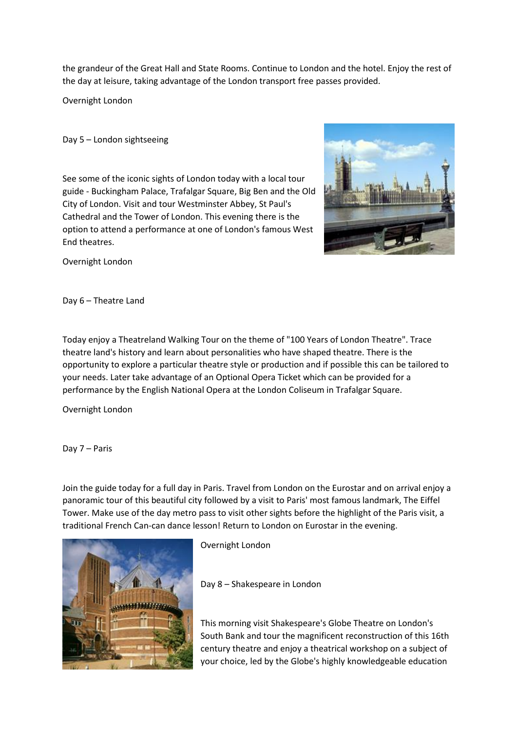the grandeur of the Great Hall and State Rooms. Continue to London and the hotel. Enjoy the rest of the day at leisure, taking advantage of the London transport free passes provided.

Overnight London

Day 5 – London sightseeing

See some of the iconic sights of London today with a local tour guide - Buckingham Palace, Trafalgar Square, Big Ben and the Old City of London. Visit and tour Westminster Abbey, St Paul's Cathedral and the Tower of London. This evening there is the option to attend a performance at one of London's famous West End theatres.

Overnight London

Day 6 – Theatre Land

Today enjoy a Theatreland Walking Tour on the theme of "100 Years of London Theatre". Trace theatre land's history and learn about personalities who have shaped theatre. There is the opportunity to explore a particular theatre style or production and if possible this can be tailored to your needs. Later take advantage of an Optional Opera Ticket which can be provided for a performance by the English National Opera at the London Coliseum in Trafalgar Square.

Overnight London

Day 7 – Paris

Join the guide today for a full day in Paris. Travel from London on the Eurostar and on arrival enjoy a panoramic tour of this beautiful city followed by a visit to Paris' most famous landmark, The Eiffel Tower. Make use of the day metro pass to visit other sights before the highlight of the Paris visit, a traditional French Can-can dance lesson! Return to London on Eurostar in the evening.

Overnight London

Day 8 – Shakespeare in London

This morning visit Shakespeare's Globe Theatre on London's South Bank and tour the magnificent reconstruction of this 16th century theatre and enjoy a theatrical workshop on a subject of your choice, led by the Globe's highly knowledgeable education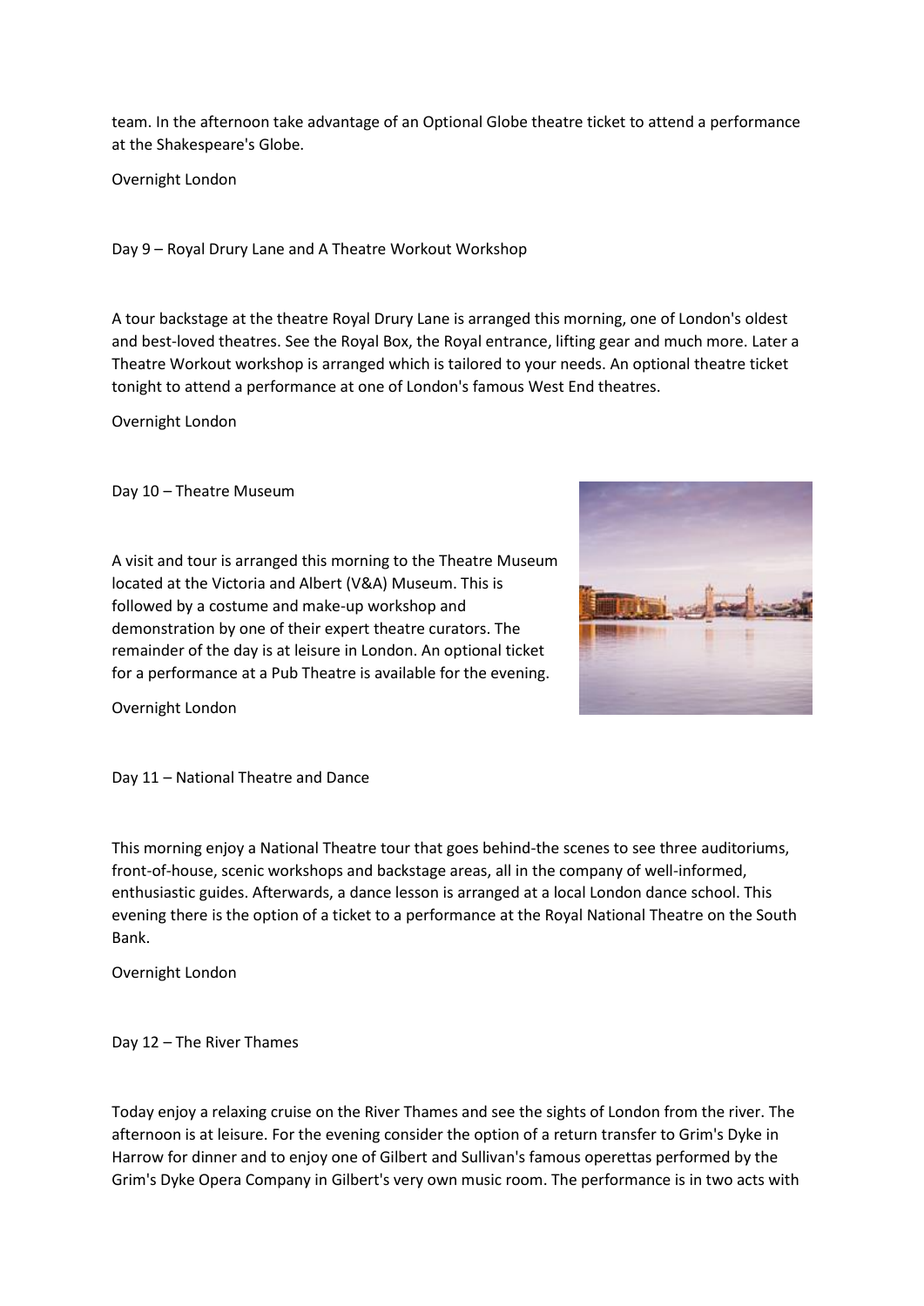team. In the afternoon take advantage of an Optional Globe theatre ticket to attend a performance at the Shakespeare's Globe.

Overnight London

## Day 9 – Royal Drury Lane and A Theatre Workout Workshop

A tour backstage at the theatre Royal Drury Lane is arranged this morning, one of London's oldest and best-loved theatres. See the Royal Box, the Royal entrance, lifting gear and much more. Later a Theatre Workout workshop is arranged which is tailored to your needs. An optional theatre ticket tonight to attend a performance at one of London's famous West End theatres.

Overnight London

## Day 10 – Theatre Museum

A visit and tour is arranged this morning to the Theatre Museum located at the Victoria and Albert (V&A) Museum. This is followed by a costume and make-up workshop and demonstration by one of their expert theatre curators. The remainder of the day is at leisure in London. An optional ticket for a performance at a Pub Theatre is available for the evening.

Overnight London

## Day 11 – National Theatre and Dance

This morning enjoy a National Theatre tour that goes behind-the scenes to see three auditoriums, front-of-house, scenic workshops and backstage areas, all in the company of well-informed, enthusiastic guides. Afterwards, a dance lesson is arranged at a local London dance school. This evening there is the option of a ticket to a performance at the Royal National Theatre on the South Bank.

Overnight London

## Day 12 – The River Thames

Today enjoy a relaxing cruise on the River Thames and see the sights of London from the river. The afternoon is at leisure. For the evening consider the option of a return transfer to Grim's Dyke in Harrow for dinner and to enjoy one of Gilbert and Sullivan's famous operettas performed by the Grim's Dyke Opera Company in Gilbert's very own music room. The performance is in two acts with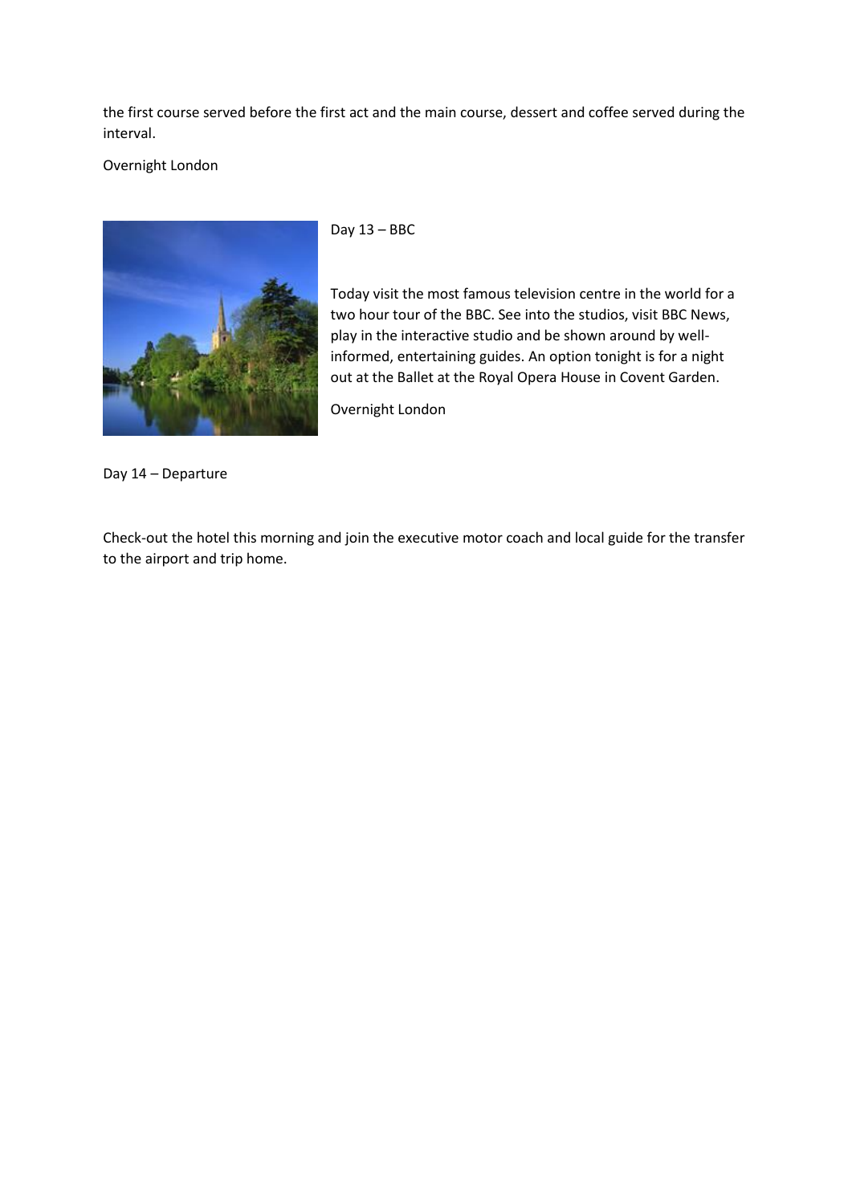the first course served before the first act and the main course, dessert and coffee served during the interval.

Overnight London

Day 13 – BBC

Today visit the most famous television centre in the world for a two hour tour of the BBC. See into the studios, visit BBC News, play in the interactive studio and be shown around by well-informed, entertaining guides. An option tonight is for a night out at the Ballet at the Royal Opera House in Covent Garden.

Overnight London

Day 14 – Departure

Check-out the hotel this morning and join the executive motor coach and local guide for the transfer to the airport and trip home.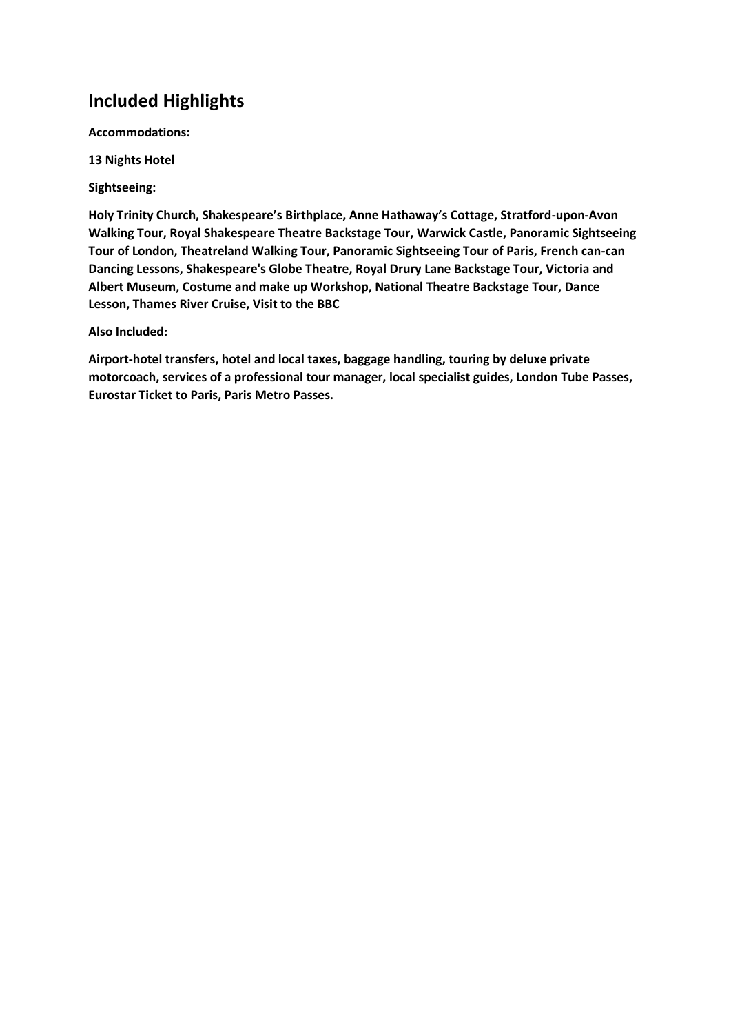## Included Highlights

**Accommodations:**

**13 Nights Hotel**

**Sightseeing:**

**Holy Trinity Church, Shakespeare's Birthplace, Anne Hathaway's Cottage, Stratford-upon-Avon Walking Tour, Royal Shakespeare Theatre Backstage Tour, Warwick Castle, Panoramic Sightseeing Tour of London, Theatreland Walking Tour, Panoramic Sightseeing Tour of Paris, French can-can Dancing Lessons, Shakespeare's Globe Theatre, Royal Drury Lane Backstage Tour, Victoria and Albert Museum, Costume and make up Workshop, National Theatre Backstage Tour, Dance Lesson, Thames River Cruise, Visit to the BBC**

**Also Included:**

**Airport-hotel transfers, hotel and local taxes, baggage handling, touring by deluxe private motorcoach, services of a professional tour manager, local specialist guides, London Tube Passes, Eurostar Ticket to Paris, Paris Metro Passes.**